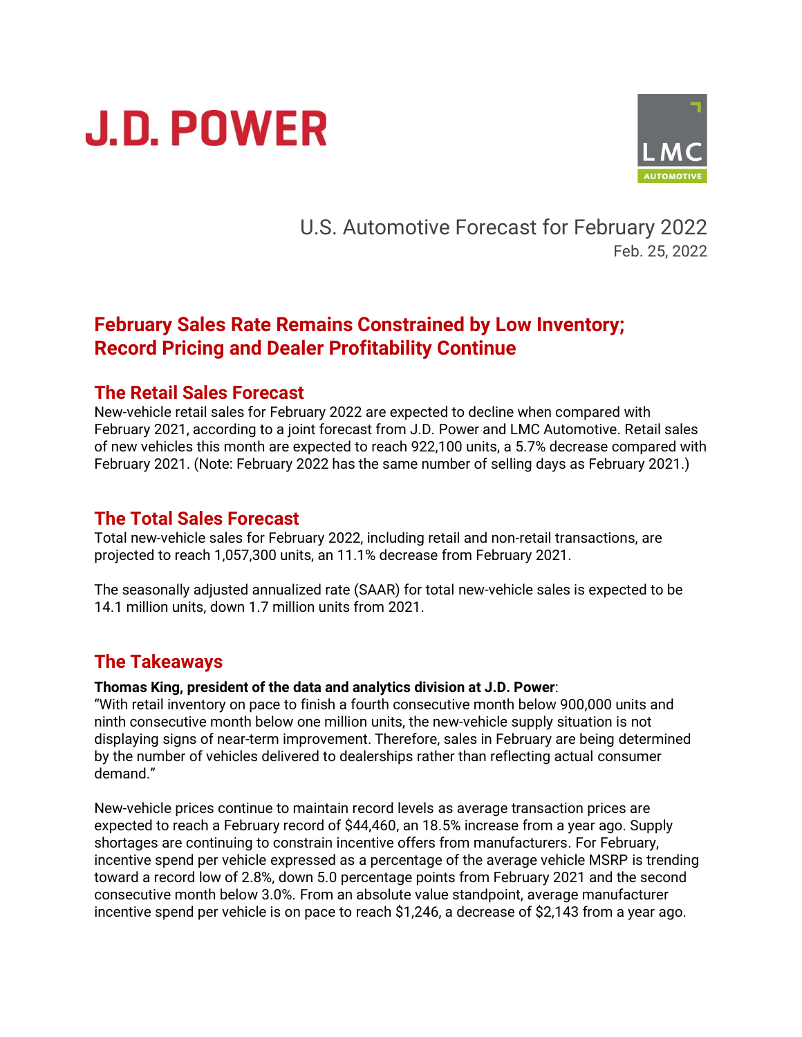J.D. POWER

LMC AUTOMOTIVE

U.S. Automotive Forecast for February 2022

Feb. 25, 2022

# February Sales Rate Remains Constrained by Low Inventory; Record Pricing and Dealer Profitability Continue

## The Retail Sales Forecast

New-vehicle retail sales for February 2022 are expected to decline when compared with February 2021, according to a joint forecast from J.D. Power and LMC Automotive. Retail sales of new vehicles this month are expected to reach 922,100 units, a 5.7% decrease compared with February 2021. (Note: February 2022 has the same number of selling days as February 2021.)

## The Total Sales Forecast

Total new-vehicle sales for February 2022, including retail and non-retail transactions, are projected to reach 1,057,300 units, an 11.1% decrease from February 2021.

The seasonally adjusted annualized rate (SAAR) for total new-vehicle sales is expected to be 14.1 million units, down 1.7 million units from 2021.

## The Takeaways

**Thomas King, president of the data and analytics division at J.D. Power**:

"With retail inventory on pace to finish a fourth consecutive month below 900,000 units and ninth consecutive month below one million units, the new-vehicle supply situation is not displaying signs of near-term improvement. Therefore, sales in February are being determined by the number of vehicles delivered to dealerships rather than reflecting actual consumer demand."

New-vehicle prices continue to maintain record levels as average transaction prices are expected to reach a February record of $44,460, an 18.5% increase from a year ago. Supply shortages are continuing to constrain incentive offers from manufacturers. For February, incentive spend per vehicle expressed as a percentage of the average vehicle MSRP is trending toward a record low of 2.8%, down 5.0 percentage points from February 2021 and the second consecutive month below 3.0%. From an absolute value standpoint, average manufacturer incentive spend per vehicle is on pace to reach $1,246, a decrease of $2,143 from a year ago.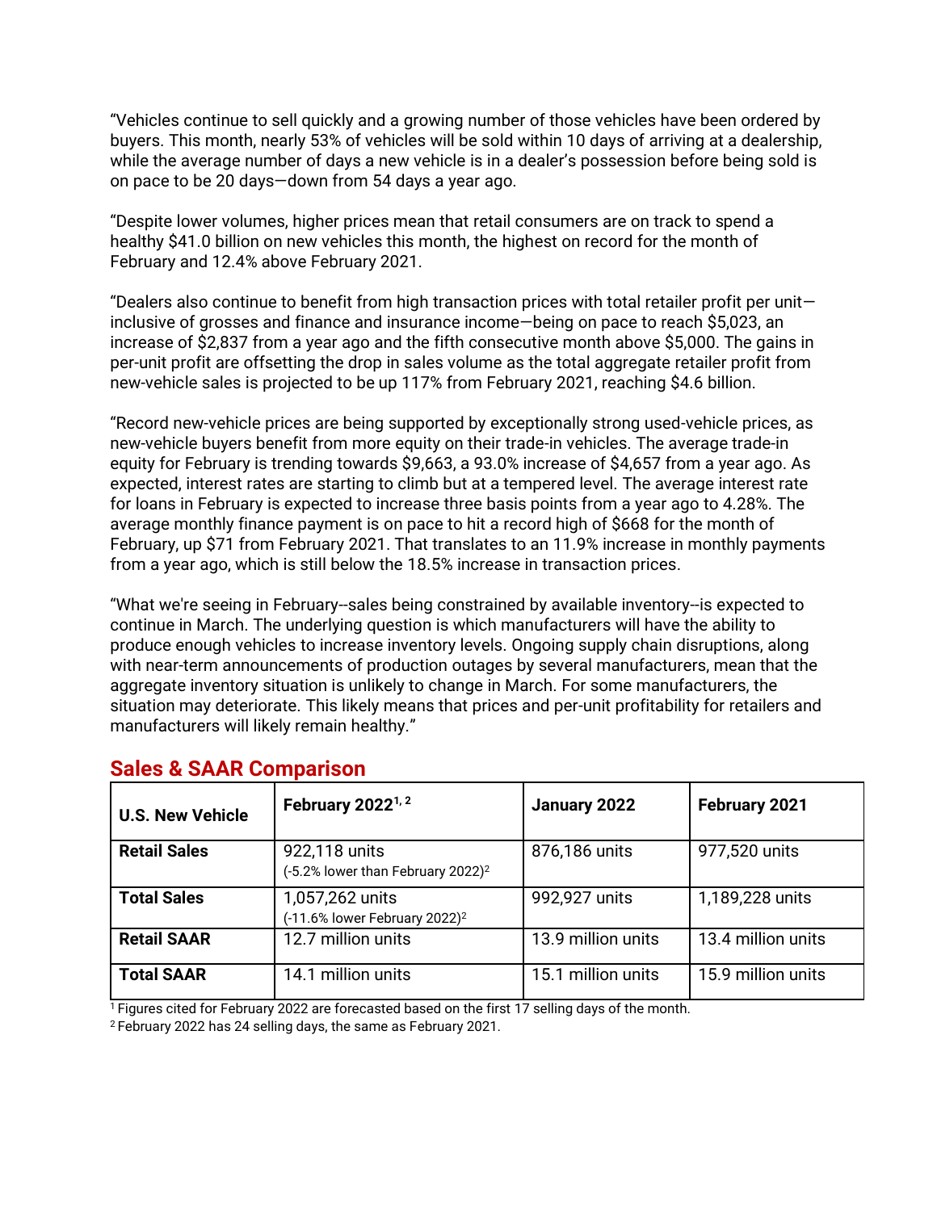"Vehicles continue to sell quickly and a growing number of those vehicles have been ordered by buyers. This month, nearly 53% of vehicles will be sold within 10 days of arriving at a dealership, while the average number of days a new vehicle is in a dealer's possession before being sold is on pace to be 20 days—down from 54 days a year ago.

"Despite lower volumes, higher prices mean that retail consumers are on track to spend a healthy $41.0 billion on new vehicles this month, the highest on record for the month of February and 12.4% above February 2021.

"Dealers also continue to benefit from high transaction prices with total retailer profit per unit—inclusive of grosses and finance and insurance income—being on pace to reach $5,023, an increase of $2,837 from a year ago and the fifth consecutive month above $5,000. The gains in per-unit profit are offsetting the drop in sales volume as the total aggregate retailer profit from new-vehicle sales is projected to be up 117% from February 2021, reaching $4.6 billion.

"Record new-vehicle prices are being supported by exceptionally strong used-vehicle prices, as new-vehicle buyers benefit from more equity on their trade-in vehicles. The average trade-in equity for February is trending towards $9,663, a 93.0% increase of $4,657 from a year ago. As expected, interest rates are starting to climb but at a tempered level. The average interest rate for loans in February is expected to increase three basis points from a year ago to 4.28%. The average monthly finance payment is on pace to hit a record high of $668 for the month of February, up $71 from February 2021. That translates to an 11.9% increase in monthly payments from a year ago, which is still below the 18.5% increase in transaction prices.

"What we're seeing in February--sales being constrained by available inventory--is expected to continue in March. The underlying question is which manufacturers will have the ability to produce enough vehicles to increase inventory levels. Ongoing supply chain disruptions, along with near-term announcements of production outages by several manufacturers, mean that the aggregate inventory situation is unlikely to change in March. For some manufacturers, the situation may deteriorate. This likely means that prices and per-unit profitability for retailers and manufacturers will likely remain healthy."

## Sales & SAAR Comparison

| U.S. New Vehicle | February 2022[1, 2] | January 2022 | February 2021 |
|---|---|---|---|
| **Retail Sales** | 922,118 units (-5.2% lower than February 2022)[2] | 876,186 units | 977,520 units |
| **Total Sales** | 1,057,262 units (-11.6% lower February 2022)[2] | 992,927 units | 1,189,228 units |
| **Retail SAAR** | 12.7 million units | 13.9 million units | 13.4 million units |
| **Total SAAR** | 14.1 million units | 15.1 million units | 15.9 million units |

[1] Figures cited for February 2022 are forecasted based on the first 17 selling days of the month.
[2] February 2022 has 24 selling days, the same as February 2021.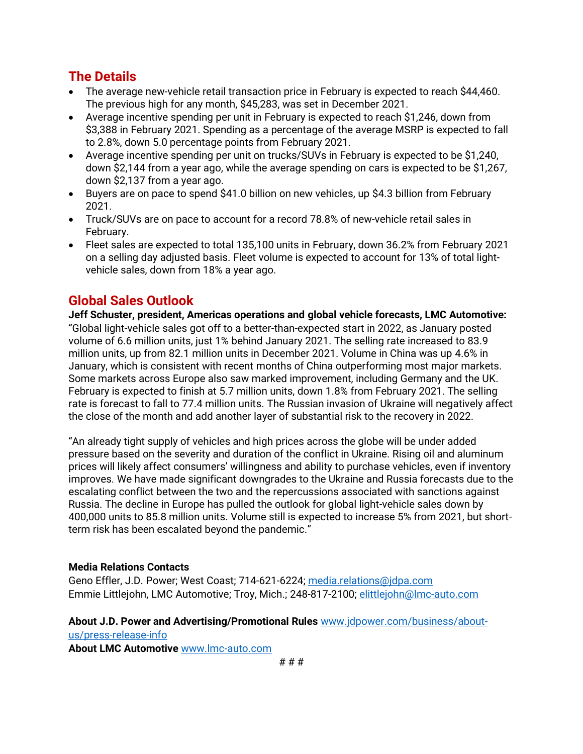## The Details

- The average new-vehicle retail transaction price in February is expected to reach $44,460. The previous high for any month, $45,283, was set in December 2021.
- Average incentive spending per unit in February is expected to reach $1,246, down from $3,388 in February 2021. Spending as a percentage of the average MSRP is expected to fall to 2.8%, down 5.0 percentage points from February 2021.
- Average incentive spending per unit on trucks/SUVs in February is expected to be $1,240, down $2,144 from a year ago, while the average spending on cars is expected to be $1,267, down $2,137 from a year ago.
- Buyers are on pace to spend $41.0 billion on new vehicles, up $4.3 billion from February 2021.
- Truck/SUVs are on pace to account for a record 78.8% of new-vehicle retail sales in February.
- Fleet sales are expected to total 135,100 units in February, down 36.2% from February 2021 on a selling day adjusted basis. Fleet volume is expected to account for 13% of total light-vehicle sales, down from 18% a year ago.

## Global Sales Outlook

**Jeff Schuster, president, Americas operations and global vehicle forecasts, LMC Automotive:** "Global light-vehicle sales got off to a better-than-expected start in 2022, as January posted volume of 6.6 million units, just 1% behind January 2021. The selling rate increased to 83.9 million units, up from 82.1 million units in December 2021. Volume in China was up 4.6% in January, which is consistent with recent months of China outperforming most major markets. Some markets across Europe also saw marked improvement, including Germany and the UK. February is expected to finish at 5.7 million units, down 1.8% from February 2021. The selling rate is forecast to fall to 77.4 million units. The Russian invasion of Ukraine will negatively affect the close of the month and add another layer of substantial risk to the recovery in 2022.

"An already tight supply of vehicles and high prices across the globe will be under added pressure based on the severity and duration of the conflict in Ukraine. Rising oil and aluminum prices will likely affect consumers' willingness and ability to purchase vehicles, even if inventory improves. We have made significant downgrades to the Ukraine and Russia forecasts due to the escalating conflict between the two and the repercussions associated with sanctions against Russia. The decline in Europe has pulled the outlook for global light-vehicle sales down by 400,000 units to 85.8 million units. Volume still is expected to increase 5% from 2021, but short-term risk has been escalated beyond the pandemic."

**Media Relations Contacts**
Geno Effler, J.D. Power; West Coast; 714-621-6224; media.relations@jdpa.com
Emmie Littlejohn, LMC Automotive; Troy, Mich.; 248-817-2100; elittlejohn@lmc-auto.com

**About J.D. Power and Advertising/Promotional Rules** www.jdpower.com/business/about-us/press-release-info
**About LMC Automotive** www.lmc-auto.com

# # #